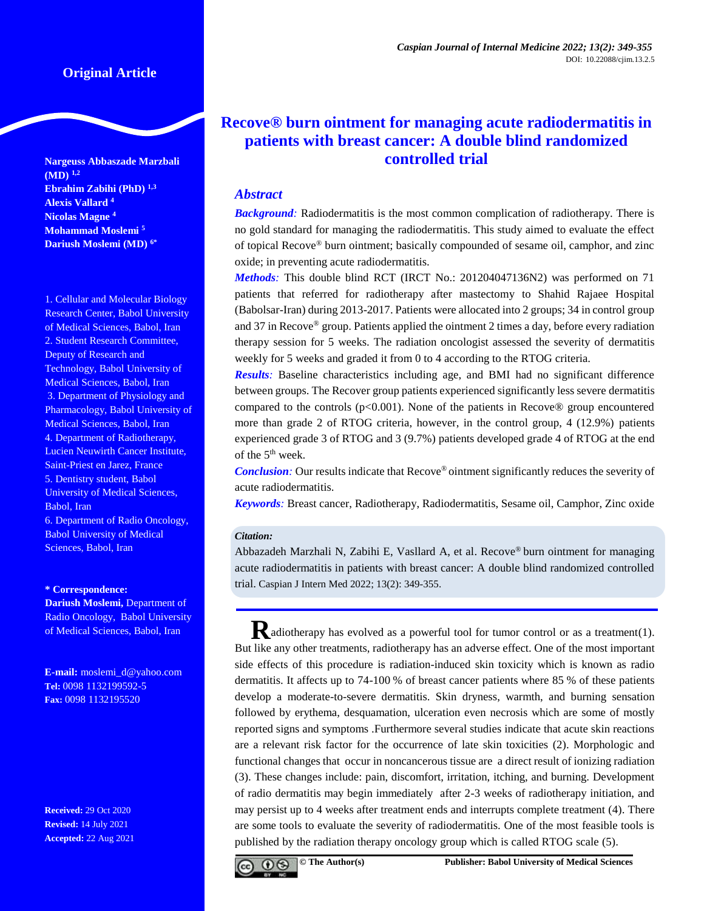Original Article

# Recove® burn ointment for managing acute radiodermatitis in patients with breast cancer: A double blind randomized controlled trial

**Nargeuss Abbaszade Marzbali (MD)** [1,2]
**Ebrahim Zabihi (PhD)** [1,3]
**Alexis Vallard** [4]
**Nicolas Magne** [4]
**Mohammad Moslemi** [5]
**Dariush Moslemi (MD)** [6*]

1. Cellular and Molecular Biology Research Center, Babol University of Medical Sciences, Babol, Iran
2. Student Research Committee, Deputy of Research and Technology, Babol University of Medical Sciences, Babol, Iran
3. Department of Physiology and Pharmacology, Babol University of Medical Sciences, Babol, Iran
4. Department of Radiotherapy, Lucien Neuwirth Cancer Institute, Saint-Priest en Jarez, France
5. Dentistry student, Babol University of Medical Sciences, Babol, Iran
6. Department of Radio Oncology, Babol University of Medical Sciences, Babol, Iran

**\* Correspondence:**
**Dariush Moslemi,** Department of Radio Oncology, Babol University of Medical Sciences, Babol, Iran

**E-mail:** moslemi_d@yahoo.com
**Tel:** 0098 1132199592-5
**Fax:** 0098 1132195520

**Received:** 29 Oct 2020
**Revised:** 14 July 2021
**Accepted:** 22 Aug 2021

## *Abstract*

***Background:*** Radiodermatitis is the most common complication of radiotherapy. There is no gold standard for managing the radiodermatitis. This study aimed to evaluate the effect of topical Recove® burn ointment; basically compounded of sesame oil, camphor, and zinc oxide; in preventing acute radiodermatitis.

***Methods:*** This double blind RCT (IRCT No.: 201204047136N2) was performed on 71 patients that referred for radiotherapy after mastectomy to Shahid Rajaee Hospital (Babolsar-Iran) during 2013-2017. Patients were allocated into 2 groups; 34 in control group and 37 in Recove® group. Patients applied the ointment 2 times a day, before every radiation therapy session for 5 weeks. The radiation oncologist assessed the severity of dermatitis weekly for 5 weeks and graded it from 0 to 4 according to the RTOG criteria.

***Results:*** Baseline characteristics including age, and BMI had no significant difference between groups. The Recover group patients experienced significantly less severe dermatitis compared to the controls (p<0.001). None of the patients in Recove® group encountered more than grade 2 of RTOG criteria, however, in the control group, 4 (12.9%) patients experienced grade 3 of RTOG and 3 (9.7%) patients developed grade 4 of RTOG at the end of the 5th week.

***Conclusion:*** Our results indicate that Recove® ointment significantly reduces the severity of acute radiodermatitis.

***Keywords:*** Breast cancer, Radiotherapy, Radiodermatitis, Sesame oil, Camphor, Zinc oxide

***Citation:***
Abbazadeh Marzhali N, Zabihi E, Vasllard A, et al. Recove® burn ointment for managing acute radiodermatitis in patients with breast cancer: A double blind randomized controlled trial. Caspian J Intern Med 2022; 13(2): 349-355.

Radiotherapy has evolved as a powerful tool for tumor control or as a treatment(1). But like any other treatments, radiotherapy has an adverse effect. One of the most important side effects of this procedure is radiation-induced skin toxicity which is known as radio dermatitis. It affects up to 74-100 % of breast cancer patients where 85 % of these patients develop a moderate-to-severe dermatitis. Skin dryness, warmth, and burning sensation followed by erythema, desquamation, ulceration even necrosis which are some of mostly reported signs and symptoms .Furthermore several studies indicate that acute skin reactions are a relevant risk factor for the occurrence of late skin toxicities (2). Morphologic and functional changes that occur in noncancerous tissue are a direct result of ionizing radiation (3). These changes include: pain, discomfort, irritation, itching, and burning. Development of radio dermatitis may begin immediately after 2-3 weeks of radiotherapy initiation, and may persist up to 4 weeks after treatment ends and interrupts complete treatment (4). There are some tools to evaluate the severity of radiodermatitis. One of the most feasible tools is published by the radiation therapy oncology group which is called RTOG scale (5).

© The Author(s) Publisher: Babol University of Medical Sciences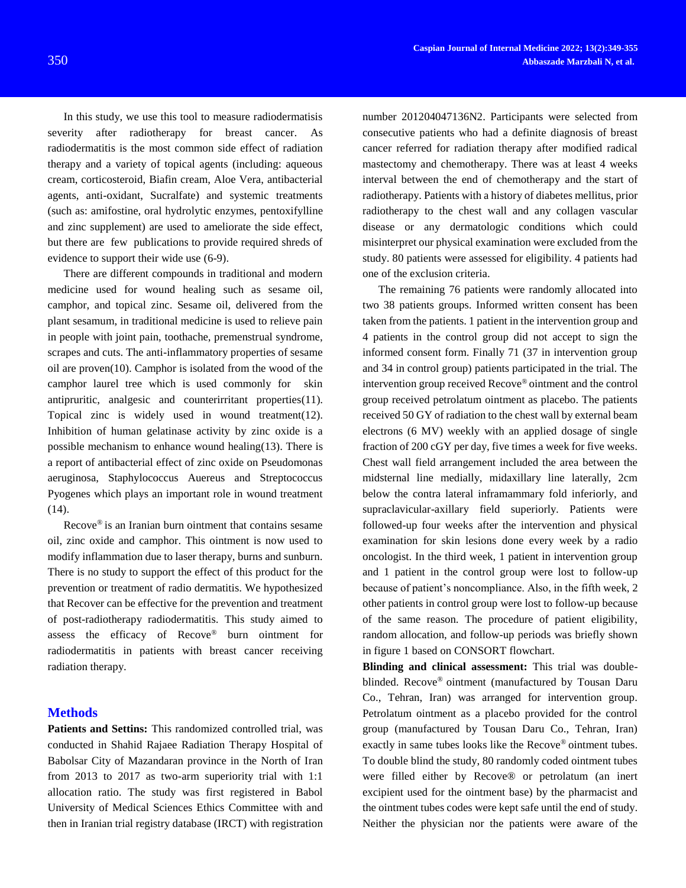In this study, we use this tool to measure radiodermatisis severity after radiotherapy for breast cancer. As radiodermatitis is the most common side effect of radiation therapy and a variety of topical agents (including: aqueous cream, corticosteroid, Biafin cream, Aloe Vera, antibacterial agents, anti-oxidant, Sucralfate) and systemic treatments (such as: amifostine, oral hydrolytic enzymes, pentoxifylline and zinc supplement) are used to ameliorate the side effect, but there are few publications to provide required shreds of evidence to support their wide use (6-9).

There are different compounds in traditional and modern medicine used for wound healing such as sesame oil, camphor, and topical zinc. Sesame oil, delivered from the plant sesamum, in traditional medicine is used to relieve pain in people with joint pain, toothache, premenstrual syndrome, scrapes and cuts. The anti-inflammatory properties of sesame oil are proven(10). Camphor is isolated from the wood of the camphor laurel tree which is used commonly for skin antipruritic, analgesic and counterirritant properties(11). Topical zinc is widely used in wound treatment(12). Inhibition of human gelatinase activity by zinc oxide is a possible mechanism to enhance wound healing(13). There is a report of antibacterial effect of zinc oxide on Pseudomonas aeruginosa, Staphylococcus Auereus and Streptococcus Pyogenes which plays an important role in wound treatment (14).

Recove® is an Iranian burn ointment that contains sesame oil, zinc oxide and camphor. This ointment is now used to modify inflammation due to laser therapy, burns and sunburn. There is no study to support the effect of this product for the prevention or treatment of radio dermatitis. We hypothesized that Recover can be effective for the prevention and treatment of post-radiotherapy radiodermatitis. This study aimed to assess the efficacy of Recove® burn ointment for radiodermatitis in patients with breast cancer receiving radiation therapy.

## Methods

**Patients and Settins:** This randomized controlled trial, was conducted in Shahid Rajaee Radiation Therapy Hospital of Babolsar City of Mazandaran province in the North of Iran from 2013 to 2017 as two-arm superiority trial with 1:1 allocation ratio. The study was first registered in Babol University of Medical Sciences Ethics Committee with and then in Iranian trial registry database (IRCT) with registration number 201204047136N2. Participants were selected from consecutive patients who had a definite diagnosis of breast cancer referred for radiation therapy after modified radical mastectomy and chemotherapy. There was at least 4 weeks interval between the end of chemotherapy and the start of radiotherapy. Patients with a history of diabetes mellitus, prior radiotherapy to the chest wall and any collagen vascular disease or any dermatologic conditions which could misinterpret our physical examination were excluded from the study. 80 patients were assessed for eligibility. 4 patients had one of the exclusion criteria.

The remaining 76 patients were randomly allocated into two 38 patients groups. Informed written consent has been taken from the patients. 1 patient in the intervention group and 4 patients in the control group did not accept to sign the informed consent form. Finally 71 (37 in intervention group and 34 in control group) patients participated in the trial. The intervention group received Recove® ointment and the control group received petrolatum ointment as placebo. The patients received 50 GY of radiation to the chest wall by external beam electrons (6 MV) weekly with an applied dosage of single fraction of 200 cGY per day, five times a week for five weeks. Chest wall field arrangement included the area between the midsternal line medially, midaxillary line laterally, 2cm below the contra lateral inframammary fold inferiorly, and supraclavicular-axillary field superiorly. Patients were followed-up four weeks after the intervention and physical examination for skin lesions done every week by a radio oncologist. In the third week, 1 patient in intervention group and 1 patient in the control group were lost to follow-up because of patient's noncompliance. Also, in the fifth week, 2 other patients in control group were lost to follow-up because of the same reason. The procedure of patient eligibility, random allocation, and follow-up periods was briefly shown in figure 1 based on CONSORT flowchart.

**Blinding and clinical assessment:** This trial was double-blinded. Recove® ointment (manufactured by Tousan Daru Co., Tehran, Iran) was arranged for intervention group. Petrolatum ointment as a placebo provided for the control group (manufactured by Tousan Daru Co., Tehran, Iran) exactly in same tubes looks like the Recove® ointment tubes. To double blind the study, 80 randomly coded ointment tubes were filled either by Recove® or petrolatum (an inert excipient used for the ointment base) by the pharmacist and the ointment tubes codes were kept safe until the end of study. Neither the physician nor the patients were aware of the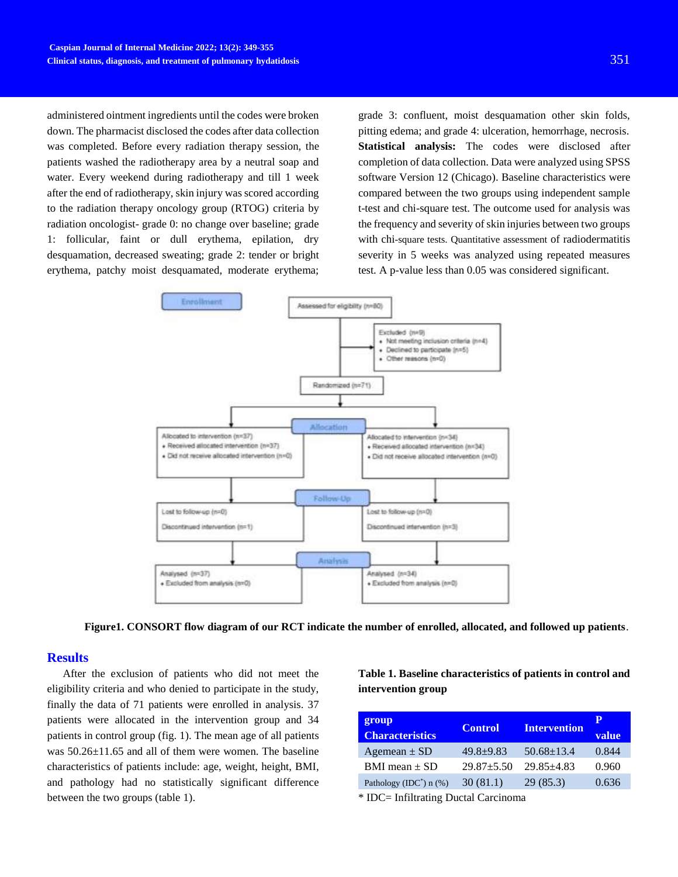administered ointment ingredients until the codes were broken down. The pharmacist disclosed the codes after data collection was completed. Before every radiation therapy session, the patients washed the radiotherapy area by a neutral soap and water. Every weekend during radiotherapy and till 1 week after the end of radiotherapy, skin injury was scored according to the radiation therapy oncology group (RTOG) criteria by radiation oncologist- grade 0: no change over baseline; grade 1: follicular, faint or dull erythema, epilation, dry desquamation, decreased sweating; grade 2: tender or bright erythema, patchy moist desquamated, moderate erythema; grade 3: confluent, moist desquamation other skin folds, pitting edema; and grade 4: ulceration, hemorrhage, necrosis.

**Statistical analysis:** The codes were disclosed after completion of data collection. Data were analyzed using SPSS software Version 12 (Chicago). Baseline characteristics were compared between the two groups using independent sample t-test and chi-square test. The outcome used for analysis was the frequency and severity of skin injuries between two groups with chi-square tests. Quantitative assessment of radiodermatitis severity in 5 weeks was analyzed using repeated measures test. A p-value less than 0.05 was considered significant.

**Figure1. CONSORT flow diagram of our RCT indicate the number of enrolled, allocated, and followed up patients**.

## Results

After the exclusion of patients who did not meet the eligibility criteria and who denied to participate in the study, finally the data of 71 patients were enrolled in analysis. 37 patients were allocated in the intervention group and 34 patients in control group (fig. 1). The mean age of all patients was 50.26±11.65 and all of them were women. The baseline characteristics of patients include: age, weight, height, BMI, and pathology had no statistically significant difference between the two groups (table 1).

**Table 1. Baseline characteristics of patients in control and intervention group**

| group Characteristics | Control | Intervention | P value |
|---|---|---|---|
| Agemean ± SD | 49.8±9.83 | 50.68±13.4 | 0.844 |
| BMI mean ± SD | 29.87±5.50 | 29.85±4.83 | 0.960 |
| Pathology (IDC*) n (%) | 30 (81.1) | 29 (85.3) | 0.636 |

* IDC= Infiltrating Ductal Carcinoma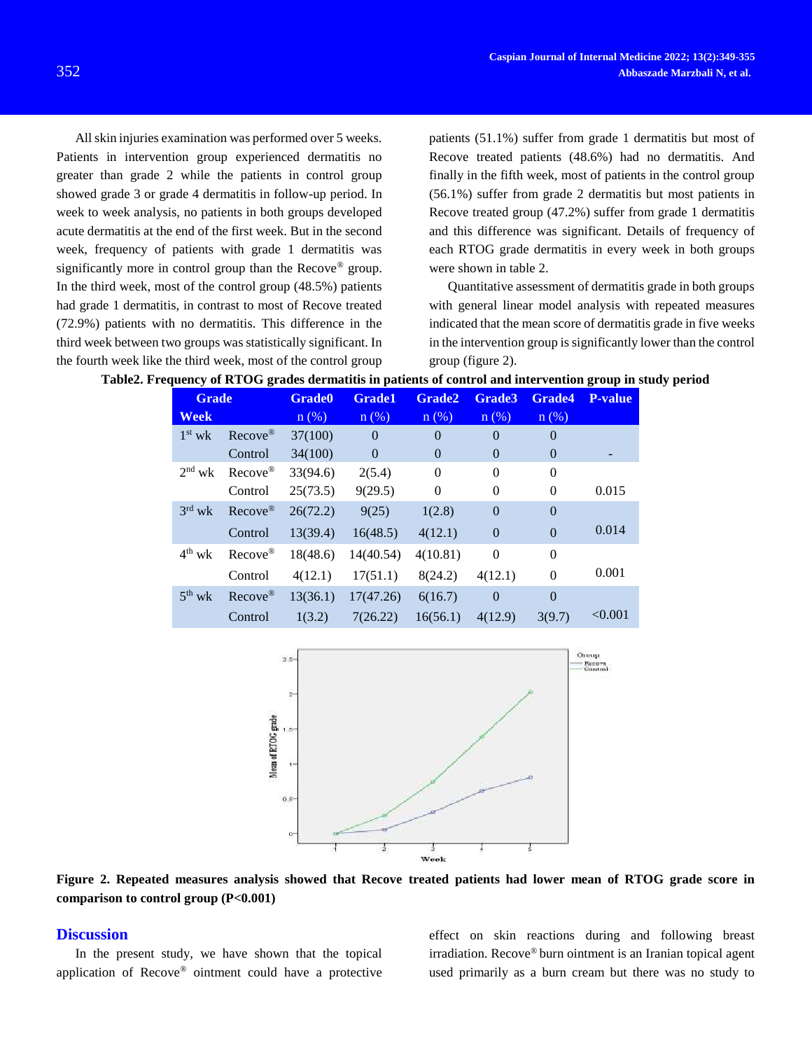All skin injuries examination was performed over 5 weeks. Patients in intervention group experienced dermatitis no greater than grade 2 while the patients in control group showed grade 3 or grade 4 dermatitis in follow-up period. In week to week analysis, no patients in both groups developed acute dermatitis at the end of the first week. But in the second week, frequency of patients with grade 1 dermatitis was significantly more in control group than the Recove® group. In the third week, most of the control group (48.5%) patients had grade 1 dermatitis, in contrast to most of Recove treated (72.9%) patients with no dermatitis. This difference in the third week between two groups was statistically significant. In the fourth week like the third week, most of the control group patients (51.1%) suffer from grade 1 dermatitis but most of Recove treated patients (48.6%) had no dermatitis. And finally in the fifth week, most of patients in the control group (56.1%) suffer from grade 2 dermatitis but most patients in Recove treated group (47.2%) suffer from grade 1 dermatitis and this difference was significant. Details of frequency of each RTOG grade dermatitis in every week in both groups were shown in table 2.

Quantitative assessment of dermatitis grade in both groups with general linear model analysis with repeated measures indicated that the mean score of dermatitis grade in five weeks in the intervention group is significantly lower than the control group (figure 2).

**Table2. Frequency of RTOG grades dermatitis in patients of control and intervention group in study period**

| Week | Grade | Grade0 n (%) | Grade1 n (%) | Grade2 n (%) | Grade3 n (%) | Grade4 n (%) | P-value |
|---|---|---|---|---|---|---|---|
| 1st wk | Recove® | 37(100) | 0 | 0 | 0 | 0 | |
| | Control | 34(100) | 0 | 0 | 0 | 0 | - |
| 2nd wk | Recove® | 33(94.6) | 2(5.4) | 0 | 0 | 0 | |
| | Control | 25(73.5) | 9(29.5) | 0 | 0 | 0 | 0.015 |
| 3rd wk | Recove® | 26(72.2) | 9(25) | 1(2.8) | 0 | 0 | |
| | Control | 13(39.4) | 16(48.5) | 4(12.1) | 0 | 0 | 0.014 |
| 4th wk | Recove® | 18(48.6) | 14(40.54) | 4(10.81) | 0 | 0 | |
| | Control | 4(12.1) | 17(51.1) | 8(24.2) | 4(12.1) | 0 | 0.001 |
| 5th wk | Recove® | 13(36.1) | 17(47.26) | 6(16.7) | 0 | 0 | |
| | Control | 1(3.2) | 7(26.22) | 16(56.1) | 4(12.9) | 3(9.7) | <0.001 |

**Figure 2. Repeated measures analysis showed that Recove treated patients had lower mean of RTOG grade score in comparison to control group (P<0.001)**

## Discussion

In the present study, we have shown that the topical application of Recove® ointment could have a protective effect on skin reactions during and following breast irradiation. Recove® burn ointment is an Iranian topical agent used primarily as a burn cream but there was no study to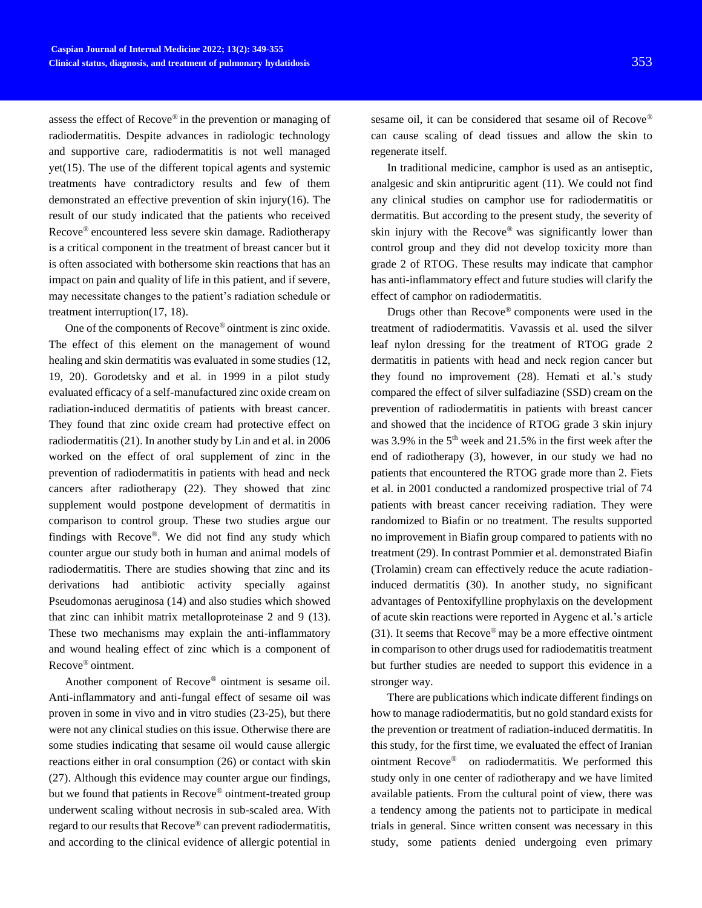assess the effect of Recove® in the prevention or managing of radiodermatitis. Despite advances in radiologic technology and supportive care, radiodermatitis is not well managed yet(15). The use of the different topical agents and systemic treatments have contradictory results and few of them demonstrated an effective prevention of skin injury(16). The result of our study indicated that the patients who received Recove® encountered less severe skin damage. Radiotherapy is a critical component in the treatment of breast cancer but it is often associated with bothersome skin reactions that has an impact on pain and quality of life in this patient, and if severe, may necessitate changes to the patient's radiation schedule or treatment interruption(17, 18).

One of the components of Recove® ointment is zinc oxide. The effect of this element on the management of wound healing and skin dermatitis was evaluated in some studies (12, 19, 20). Gorodetsky and et al. in 1999 in a pilot study evaluated efficacy of a self-manufactured zinc oxide cream on radiation-induced dermatitis of patients with breast cancer. They found that zinc oxide cream had protective effect on radiodermatitis (21). In another study by Lin and et al. in 2006 worked on the effect of oral supplement of zinc in the prevention of radiodermatitis in patients with head and neck cancers after radiotherapy (22). They showed that zinc supplement would postpone development of dermatitis in comparison to control group. These two studies argue our findings with Recove®. We did not find any study which counter argue our study both in human and animal models of radiodermatitis. There are studies showing that zinc and its derivations had antibiotic activity specially against Pseudomonas aeruginosa (14) and also studies which showed that zinc can inhibit matrix metalloproteinase 2 and 9 (13). These two mechanisms may explain the anti-inflammatory and wound healing effect of zinc which is a component of Recove® ointment.

Another component of Recove® ointment is sesame oil. Anti-inflammatory and anti-fungal effect of sesame oil was proven in some in vivo and in vitro studies (23-25), but there were not any clinical studies on this issue. Otherwise there are some studies indicating that sesame oil would cause allergic reactions either in oral consumption (26) or contact with skin (27). Although this evidence may counter argue our findings, but we found that patients in Recove® ointment-treated group underwent scaling without necrosis in sub-scaled area. With regard to our results that Recove® can prevent radiodermatitis, and according to the clinical evidence of allergic potential in sesame oil, it can be considered that sesame oil of Recove® can cause scaling of dead tissues and allow the skin to regenerate itself.

In traditional medicine, camphor is used as an antiseptic, analgesic and skin antipruritic agent (11). We could not find any clinical studies on camphor use for radiodermatitis or dermatitis. But according to the present study, the severity of skin injury with the Recove® was significantly lower than control group and they did not develop toxicity more than grade 2 of RTOG. These results may indicate that camphor has anti-inflammatory effect and future studies will clarify the effect of camphor on radiodermatitis.

Drugs other than Recove® components were used in the treatment of radiodermatitis. Vavassis et al. used the silver leaf nylon dressing for the treatment of RTOG grade 2 dermatitis in patients with head and neck region cancer but they found no improvement (28). Hemati et al.'s study compared the effect of silver sulfadiazine (SSD) cream on the prevention of radiodermatitis in patients with breast cancer and showed that the incidence of RTOG grade 3 skin injury was 3.9% in the 5th week and 21.5% in the first week after the end of radiotherapy (3), however, in our study we had no patients that encountered the RTOG grade more than 2. Fiets et al. in 2001 conducted a randomized prospective trial of 74 patients with breast cancer receiving radiation. They were randomized to Biafin or no treatment. The results supported no improvement in Biafin group compared to patients with no treatment (29). In contrast Pommier et al. demonstrated Biafin (Trolamin) cream can effectively reduce the acute radiation-induced dermatitis (30). In another study, no significant advantages of Pentoxifylline prophylaxis on the development of acute skin reactions were reported in Aygenc et al.'s article (31). It seems that Recove® may be a more effective ointment in comparison to other drugs used for radiodematitis treatment but further studies are needed to support this evidence in a stronger way.

There are publications which indicate different findings on how to manage radiodermatitis, but no gold standard exists for the prevention or treatment of radiation-induced dermatitis. In this study, for the first time, we evaluated the effect of Iranian ointment Recove® on radiodermatitis. We performed this study only in one center of radiotherapy and we have limited available patients. From the cultural point of view, there was a tendency among the patients not to participate in medical trials in general. Since written consent was necessary in this study, some patients denied undergoing even primary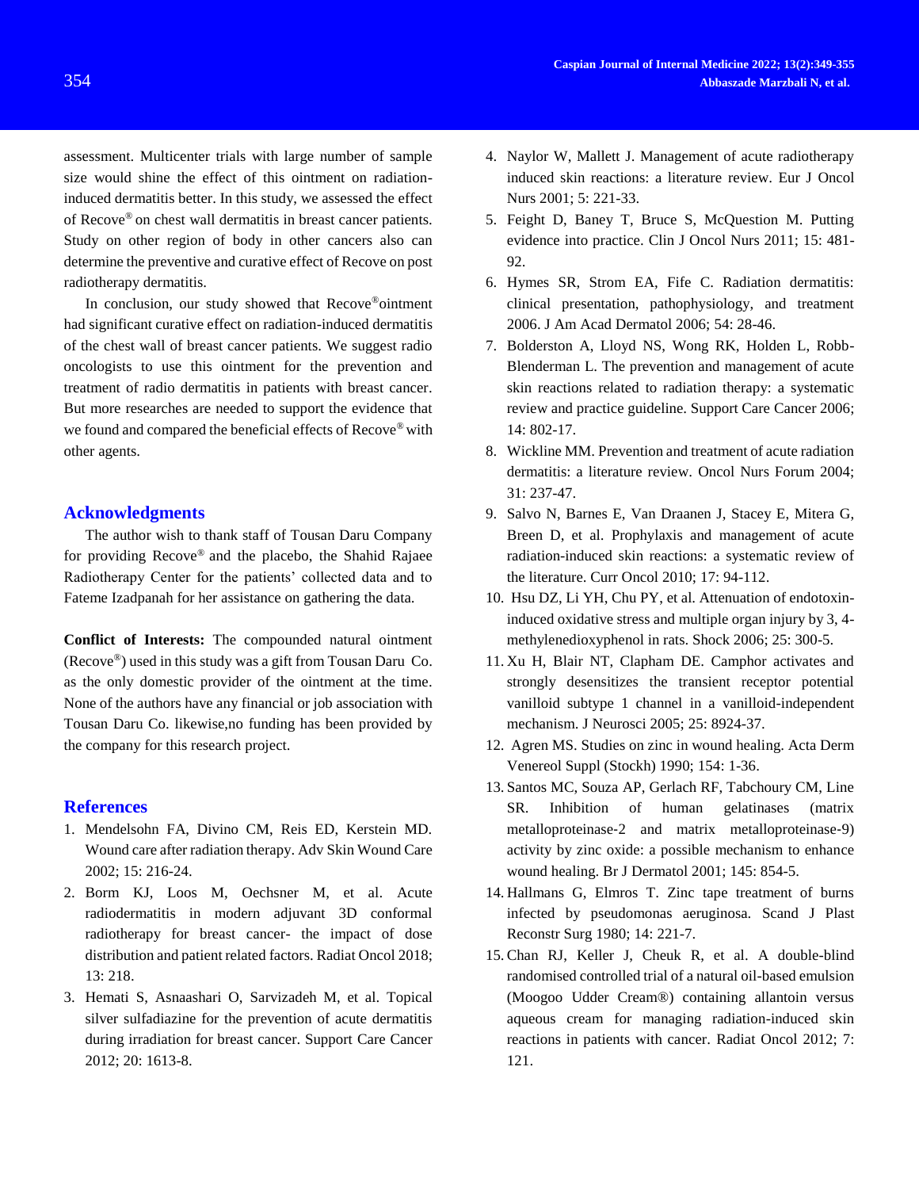assessment. Multicenter trials with large number of sample size would shine the effect of this ointment on radiation-induced dermatitis better. In this study, we assessed the effect of Recove® on chest wall dermatitis in breast cancer patients. Study on other region of body in other cancers also can determine the preventive and curative effect of Recove on post radiotherapy dermatitis.

In conclusion, our study showed that Recove®ointment had significant curative effect on radiation-induced dermatitis of the chest wall of breast cancer patients. We suggest radio oncologists to use this ointment for the prevention and treatment of radio dermatitis in patients with breast cancer. But more researches are needed to support the evidence that we found and compared the beneficial effects of Recove® with other agents.

## Acknowledgments

The author wish to thank staff of Tousan Daru Company for providing Recove® and the placebo, the Shahid Rajaee Radiotherapy Center for the patients' collected data and to Fateme Izadpanah for her assistance on gathering the data.

**Conflict of Interests:** The compounded natural ointment (Recove®) used in this study was a gift from Tousan Daru Co. as the only domestic provider of the ointment at the time. None of the authors have any financial or job association with Tousan Daru Co. likewise,no funding has been provided by the company for this research project.

## References

1. Mendelsohn FA, Divino CM, Reis ED, Kerstein MD. Wound care after radiation therapy. Adv Skin Wound Care 2002; 15: 216-24.
2. Borm KJ, Loos M, Oechsner M, et al. Acute radiodermatitis in modern adjuvant 3D conformal radiotherapy for breast cancer- the impact of dose distribution and patient related factors. Radiat Oncol 2018; 13: 218.
3. Hemati S, Asnaashari O, Sarvizadeh M, et al. Topical silver sulfadiazine for the prevention of acute dermatitis during irradiation for breast cancer. Support Care Cancer 2012; 20: 1613-8.
4. Naylor W, Mallett J. Management of acute radiotherapy induced skin reactions: a literature review. Eur J Oncol Nurs 2001; 5: 221-33.
5. Feight D, Baney T, Bruce S, McQuestion M. Putting evidence into practice. Clin J Oncol Nurs 2011; 15: 481-92.
6. Hymes SR, Strom EA, Fife C. Radiation dermatitis: clinical presentation, pathophysiology, and treatment 2006. J Am Acad Dermatol 2006; 54: 28-46.
7. Bolderston A, Lloyd NS, Wong RK, Holden L, Robb-Blenderman L. The prevention and management of acute skin reactions related to radiation therapy: a systematic review and practice guideline. Support Care Cancer 2006; 14: 802-17.
8. Wickline MM. Prevention and treatment of acute radiation dermatitis: a literature review. Oncol Nurs Forum 2004; 31: 237-47.
9. Salvo N, Barnes E, Van Draanen J, Stacey E, Mitera G, Breen D, et al. Prophylaxis and management of acute radiation-induced skin reactions: a systematic review of the literature. Curr Oncol 2010; 17: 94-112.
10. Hsu DZ, Li YH, Chu PY, et al. Attenuation of endotoxin-induced oxidative stress and multiple organ injury by 3, 4-methylenedioxyphenol in rats. Shock 2006; 25: 300-5.
11. Xu H, Blair NT, Clapham DE. Camphor activates and strongly desensitizes the transient receptor potential vanilloid subtype 1 channel in a vanilloid-independent mechanism. J Neurosci 2005; 25: 8924-37.
12. Agren MS. Studies on zinc in wound healing. Acta Derm Venereol Suppl (Stockh) 1990; 154: 1-36.
13. Santos MC, Souza AP, Gerlach RF, Tabchoury CM, Line SR. Inhibition of human gelatinases (matrix metalloproteinase-2 and matrix metalloproteinase-9) activity by zinc oxide: a possible mechanism to enhance wound healing. Br J Dermatol 2001; 145: 854-5.
14. Hallmans G, Elmros T. Zinc tape treatment of burns infected by pseudomonas aeruginosa. Scand J Plast Reconstr Surg 1980; 14: 221-7.
15. Chan RJ, Keller J, Cheuk R, et al. A double-blind randomised controlled trial of a natural oil-based emulsion (Moogoo Udder Cream®) containing allantoin versus aqueous cream for managing radiation-induced skin reactions in patients with cancer. Radiat Oncol 2012; 7: 121.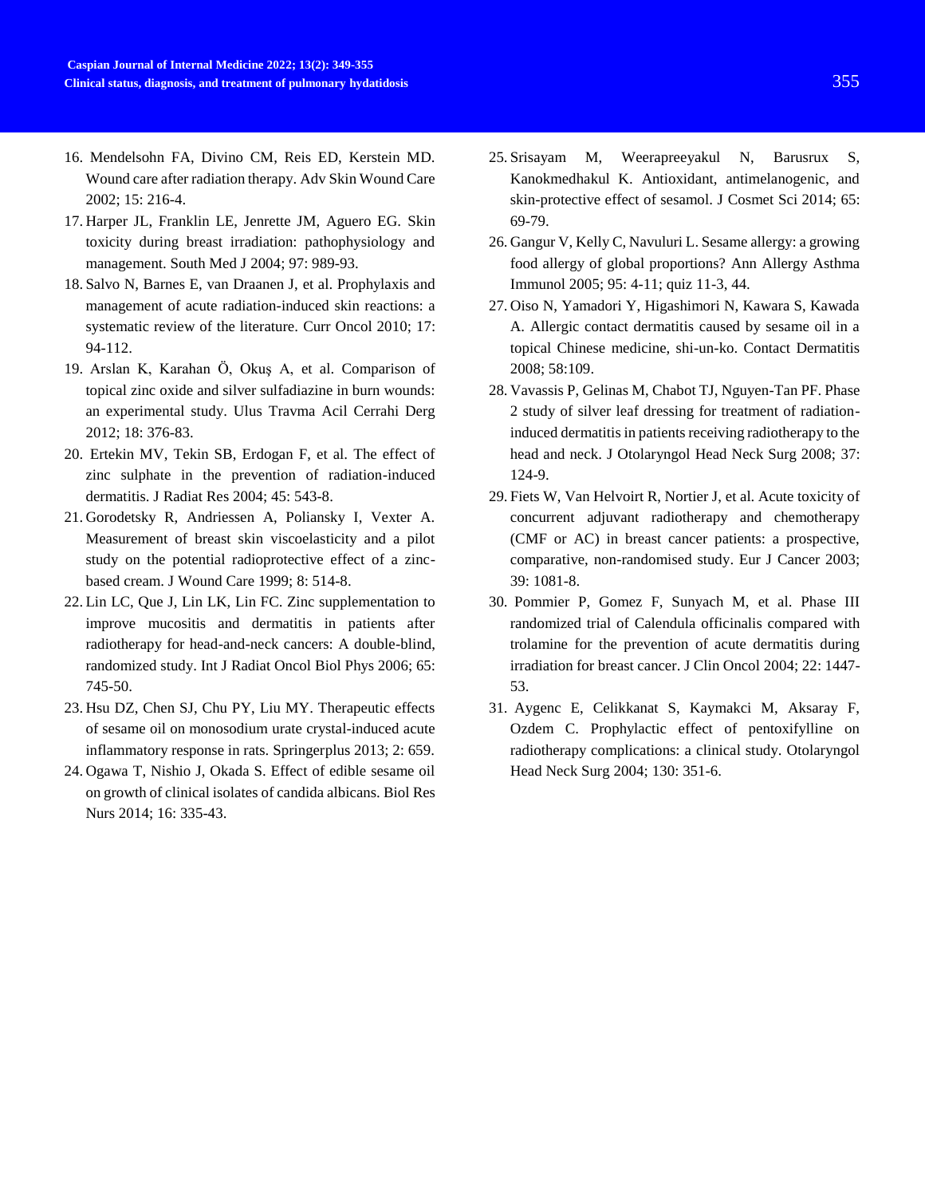16. Mendelsohn FA, Divino CM, Reis ED, Kerstein MD. Wound care after radiation therapy. Adv Skin Wound Care 2002; 15: 216-4.
17. Harper JL, Franklin LE, Jenrette JM, Aguero EG. Skin toxicity during breast irradiation: pathophysiology and management. South Med J 2004; 97: 989-93.
18. Salvo N, Barnes E, van Draanen J, et al. Prophylaxis and management of acute radiation-induced skin reactions: a systematic review of the literature. Curr Oncol 2010; 17: 94-112.
19. Arslan K, Karahan Ö, Okuş A, et al. Comparison of topical zinc oxide and silver sulfadiazine in burn wounds: an experimental study. Ulus Travma Acil Cerrahi Derg 2012; 18: 376-83.
20. Ertekin MV, Tekin SB, Erdogan F, et al. The effect of zinc sulphate in the prevention of radiation-induced dermatitis. J Radiat Res 2004; 45: 543-8.
21. Gorodetsky R, Andriessen A, Poliansky I, Vexter A. Measurement of breast skin viscoelasticity and a pilot study on the potential radioprotective effect of a zinc-based cream. J Wound Care 1999; 8: 514-8.
22. Lin LC, Que J, Lin LK, Lin FC. Zinc supplementation to improve mucositis and dermatitis in patients after radiotherapy for head-and-neck cancers: A double-blind, randomized study. Int J Radiat Oncol Biol Phys 2006; 65: 745-50.
23. Hsu DZ, Chen SJ, Chu PY, Liu MY. Therapeutic effects of sesame oil on monosodium urate crystal-induced acute inflammatory response in rats. Springerplus 2013; 2: 659.
24. Ogawa T, Nishio J, Okada S. Effect of edible sesame oil on growth of clinical isolates of candida albicans. Biol Res Nurs 2014; 16: 335-43.
25. Srisayam M, Weerapreeyakul N, Barusrux S, Kanokmedhakul K. Antioxidant, antimelanogenic, and skin-protective effect of sesamol. J Cosmet Sci 2014; 65: 69-79.
26. Gangur V, Kelly C, Navuluri L. Sesame allergy: a growing food allergy of global proportions? Ann Allergy Asthma Immunol 2005; 95: 4-11; quiz 11-3, 44.
27. Oiso N, Yamadori Y, Higashimori N, Kawara S, Kawada A. Allergic contact dermatitis caused by sesame oil in a topical Chinese medicine, shi-un-ko. Contact Dermatitis 2008; 58:109.
28. Vavassis P, Gelinas M, Chabot TJ, Nguyen-Tan PF. Phase 2 study of silver leaf dressing for treatment of radiation-induced dermatitis in patients receiving radiotherapy to the head and neck. J Otolaryngol Head Neck Surg 2008; 37: 124-9.
29. Fiets W, Van Helvoirt R, Nortier J, et al. Acute toxicity of concurrent adjuvant radiotherapy and chemotherapy (CMF or AC) in breast cancer patients: a prospective, comparative, non-randomised study. Eur J Cancer 2003; 39: 1081-8.
30. Pommier P, Gomez F, Sunyach M, et al. Phase III randomized trial of Calendula officinalis compared with trolamine for the prevention of acute dermatitis during irradiation for breast cancer. J Clin Oncol 2004; 22: 1447-53.
31. Aygenc E, Celikkanat S, Kaymakci M, Aksaray F, Ozdem C. Prophylactic effect of pentoxifylline on radiotherapy complications: a clinical study. Otolaryngol Head Neck Surg 2004; 130: 351-6.